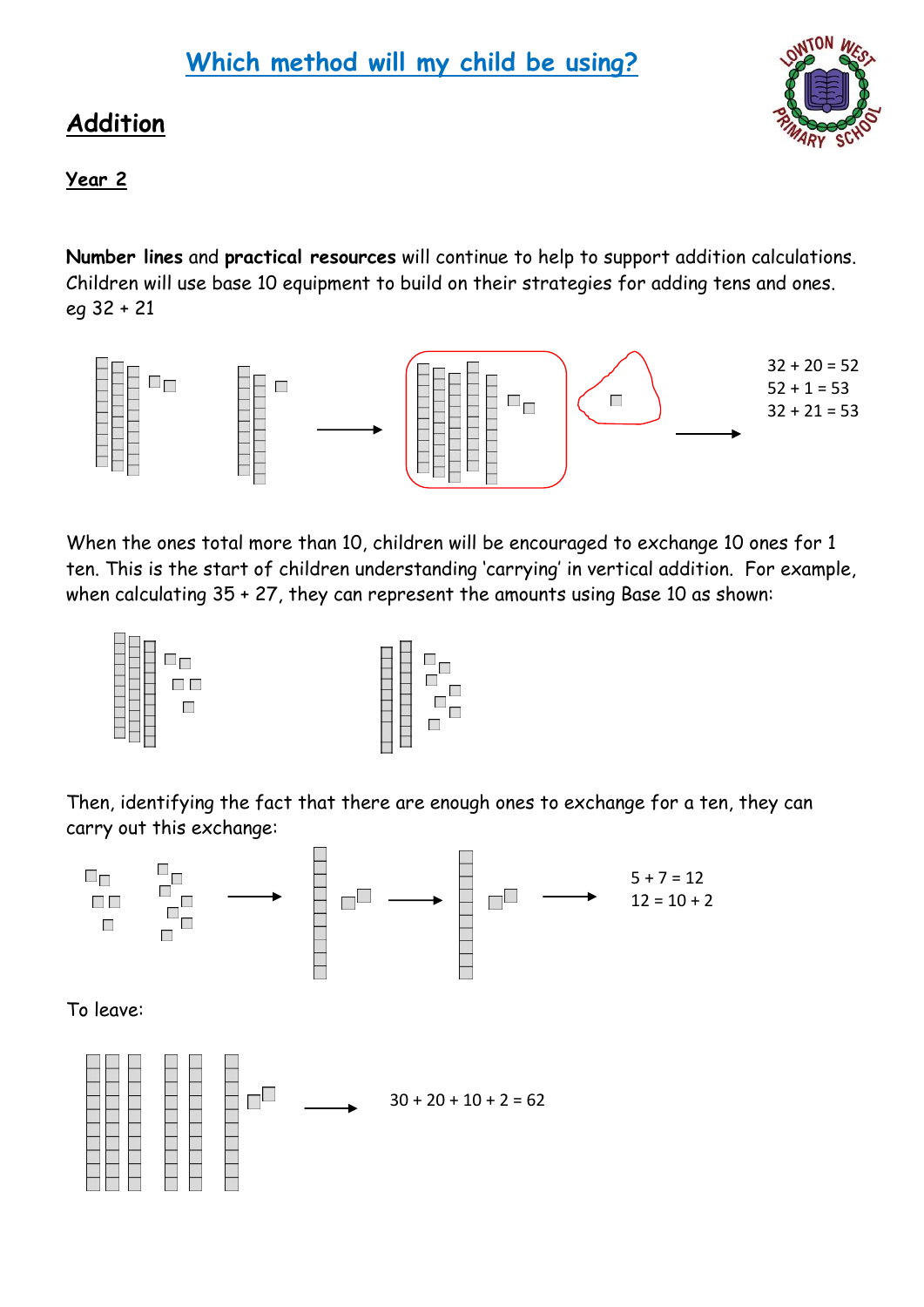# Which method will my child be using?

## Addition

### Year 2

**Number lines** and **practical resources** will continue to help to support addition calculations. Children will use base 10 equipment to build on their strategies for adding tens and ones. eg 32 + 21

32 + 20 = 52
52 + 1 = 53
32 + 21 = 53

When the ones total more than 10, children will be encouraged to exchange 10 ones for 1 ten. This is the start of children understanding 'carrying' in vertical addition. For example, when calculating 35 + 27, they can represent the amounts using Base 10 as shown:

Then, identifying the fact that there are enough ones to exchange for a ten, they can carry out this exchange:

5 + 7 = 12
12 = 10 + 2

To leave:

30 + 20 + 10 + 2 = 62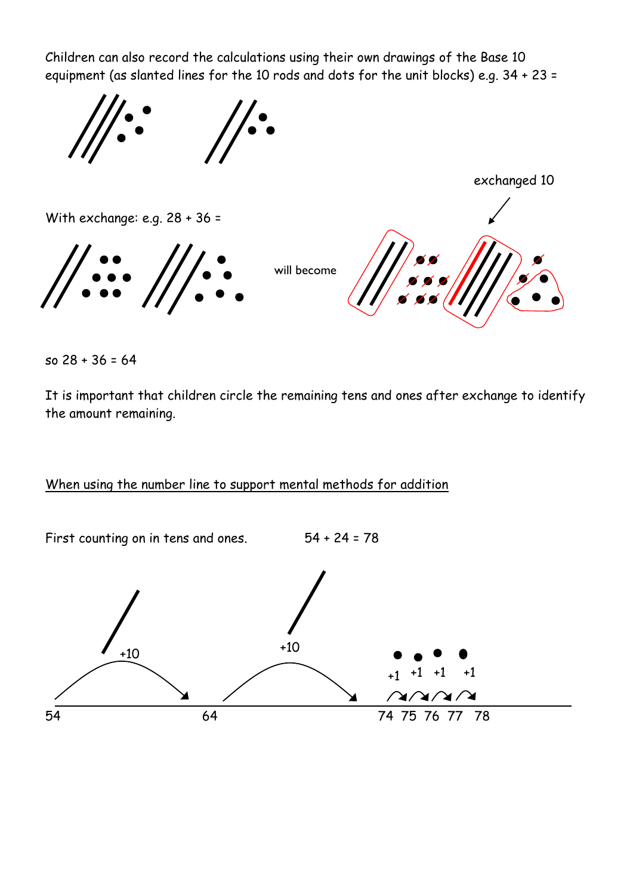Children can also record the calculations using their own drawings of the Base 10 equipment (as slanted lines for the 10 rods and dots for the unit blocks) e.g. 34 + 23 =

With exchange: e.g. 28 + 36 =

will become

exchanged 10

so 28 + 36 = 64

It is important that children circle the remaining tens and ones after exchange to identify the amount remaining.

<u>When using the number line to support mental methods for addition</u>

First counting on in tens and ones.  54 + 24 = 78

+10  +10  +1 +1 +1 +1

54  64  74 75 76 77 78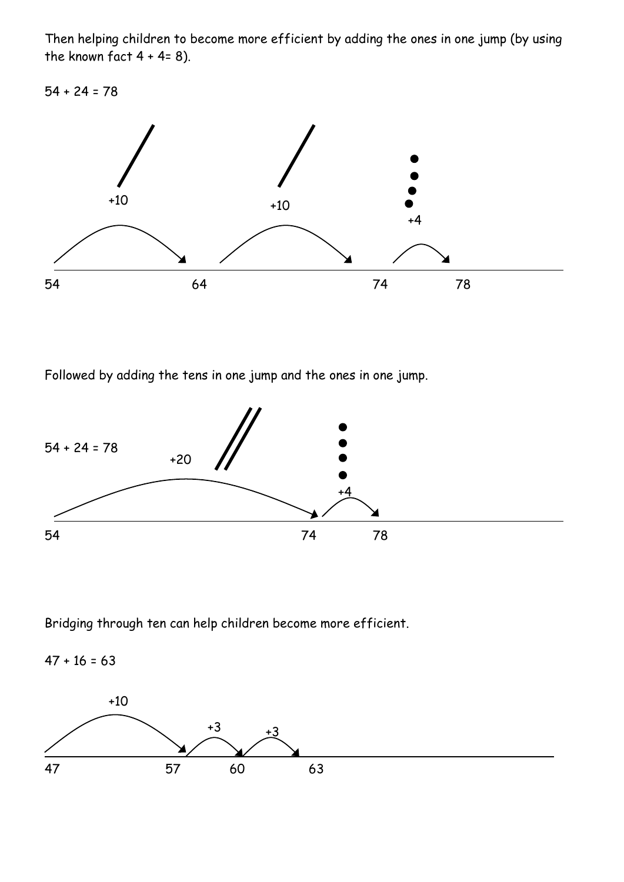Then helping children to become more efficient by adding the ones in one jump (by using the known fact 4 + 4= 8).

54 + 24 = 78

+10 +10 +4

54 64 74 78

Followed by adding the tens in one jump and the ones in one jump.

54 + 24 = 78

+20 +4

54 74 78

Bridging through ten can help children become more efficient.

47 + 16 = 63

+10 +3 +3

47 57 60 63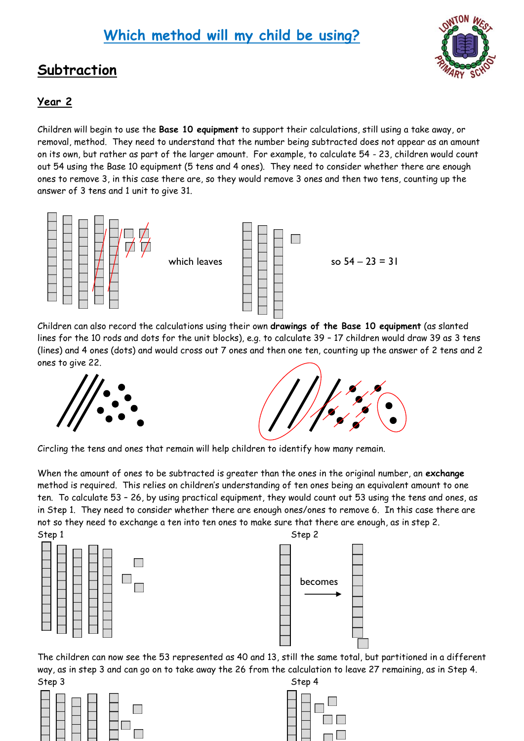# Which method will my child be using?

## Subtraction

### Year 2

Children will begin to use the **Base 10 equipment** to support their calculations, still using a take away, or removal, method. They need to understand that the number being subtracted does not appear as an amount on its own, but rather as part of the larger amount. For example, to calculate 54 - 23, children would count out 54 using the Base 10 equipment (5 tens and 4 ones). They need to consider whether there are enough ones to remove 3, in this case there are, so they would remove 3 ones and then two tens, counting up the answer of 3 tens and 1 unit to give 31.

which leaves

so 54 – 23 = 31

Children can also record the calculations using their own **drawings of the Base 10 equipment** (as slanted lines for the 10 rods and dots for the unit blocks), e.g. to calculate 39 – 17 children would draw 39 as 3 tens (lines) and 4 ones (dots) and would cross out 7 ones and then one ten, counting up the answer of 2 tens and 2 ones to give 22.

Circling the tens and ones that remain will help children to identify how many remain.

When the amount of ones to be subtracted is greater than the ones in the original number, an **exchange** method is required. This relies on children's understanding of ten ones being an equivalent amount to one ten. To calculate 53 – 26, by using practical equipment, they would count out 53 using the tens and ones, as in Step 1. They need to consider whether there are enough ones/ones to remove 6. In this case there are not so they need to exchange a ten into ten ones to make sure that there are enough, as in step 2.

Step 1

Step 2

becomes

The children can now see the 53 represented as 40 and 13, still the same total, but partitioned in a different way, as in step 3 and can go on to take away the 26 from the calculation to leave 27 remaining, as in Step 4.

Step 3

Step 4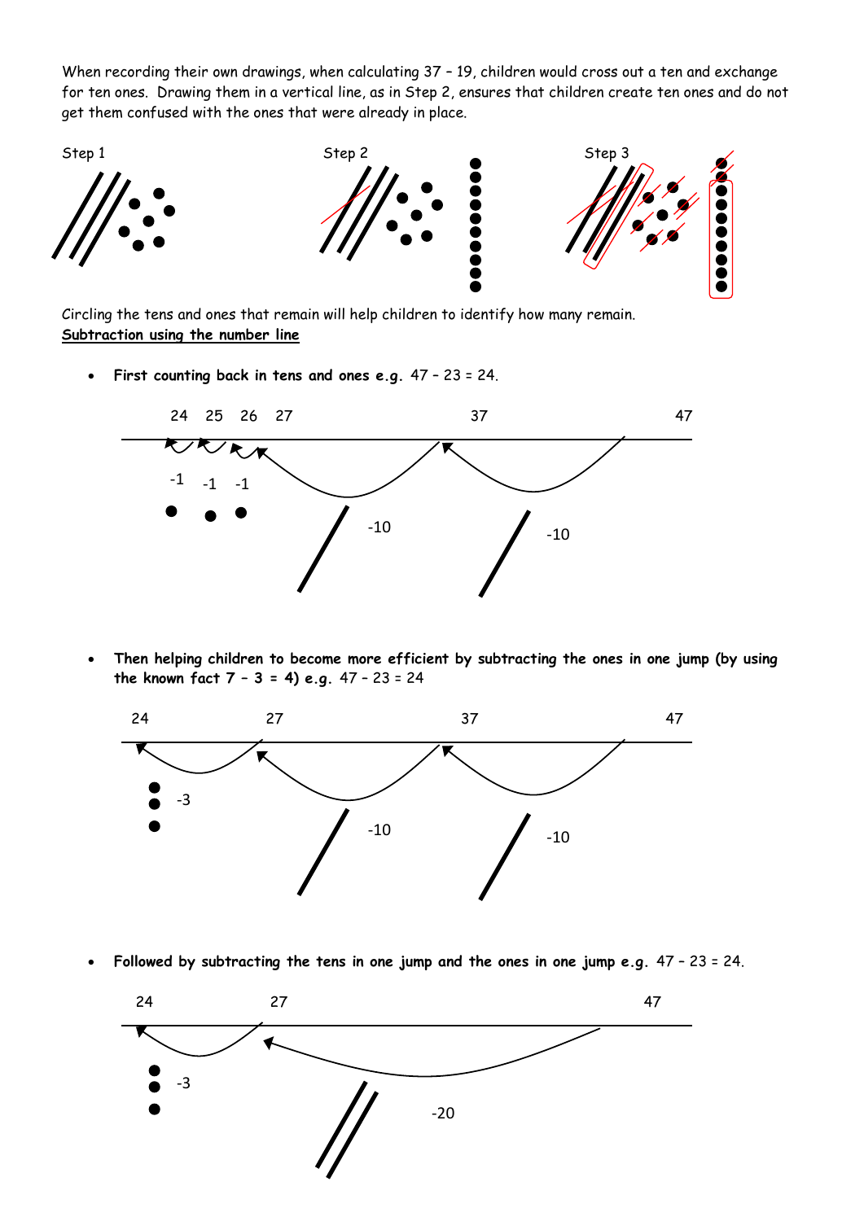When recording their own drawings, when calculating 37 – 19, children would cross out a ten and exchange for ten ones. Drawing them in a vertical line, as in Step 2, ensures that children create ten ones and do not get them confused with the ones that were already in place.

Step 1

Step 2

Step 3

Circling the tens and ones that remain will help children to identify how many remain.

**Subtraction using the number line**

- **First counting back in tens and ones e.g.** 47 – 23 = 24.

24 25 26 27 37 47

-1 -1 -1 -10 -10

- **Then helping children to become more efficient by subtracting the ones in one jump (by using the known fact 7 – 3 = 4) e.g.** 47 – 23 = 24

24 27 37 47

-3 -10 -10

- **Followed by subtracting the tens in one jump and the ones in one jump e.g.** 47 – 23 = 24.

24 27 47

-3 -20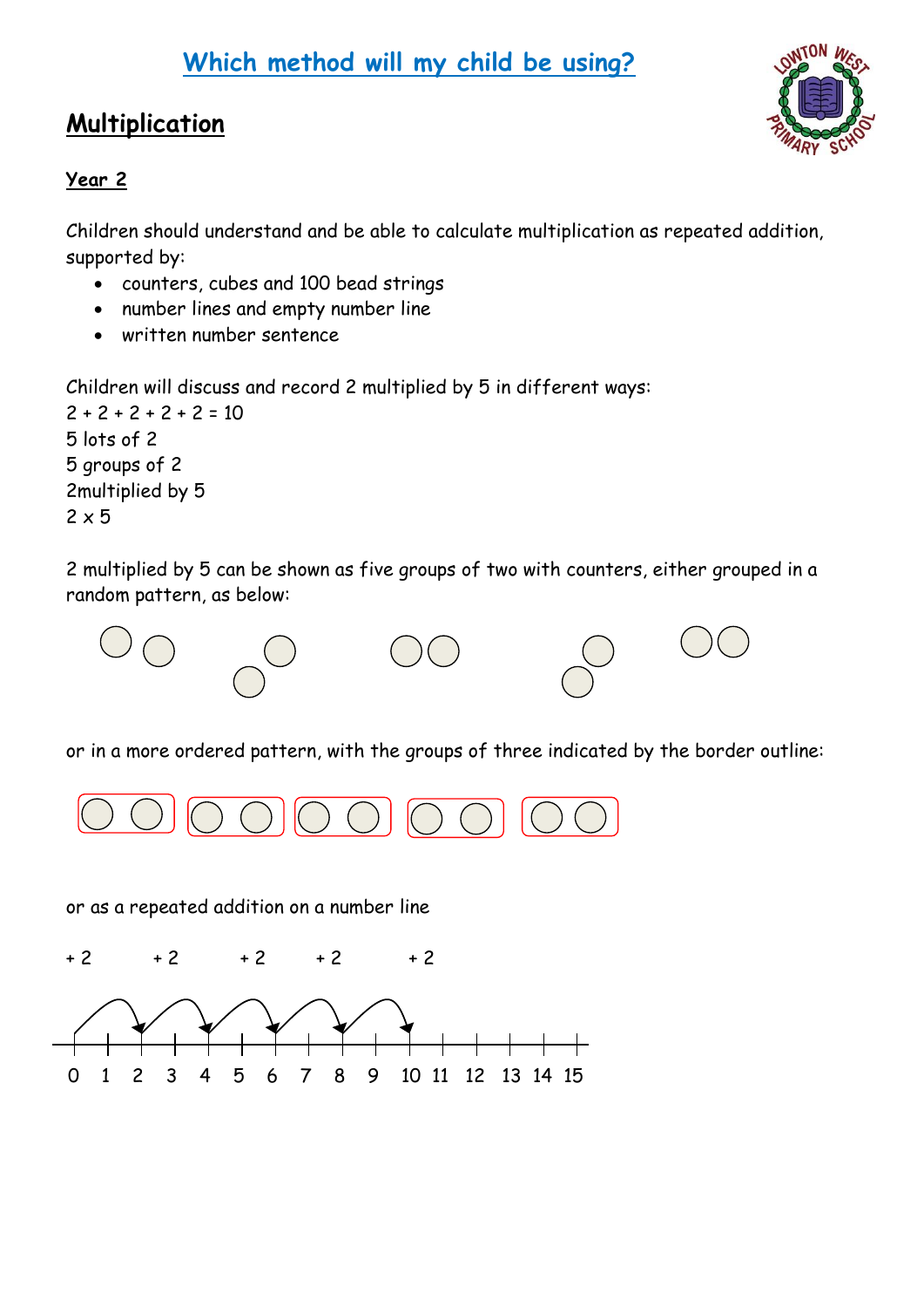# Which method will my child be using?

## Multiplication

**Year 2**

Children should understand and be able to calculate multiplication as repeated addition, supported by:

- counters, cubes and 100 bead strings
- number lines and empty number line
- written number sentence

Children will discuss and record 2 multiplied by 5 in different ways:
2 + 2 + 2 + 2 + 2 = 10
5 lots of 2
5 groups of 2
2multiplied by 5
2 x 5

2 multiplied by 5 can be shown as five groups of two with counters, either grouped in a random pattern, as below:

or in a more ordered pattern, with the groups of three indicated by the border outline:

or as a repeated addition on a number line

+ 2 &nbsp;&nbsp; + 2 &nbsp;&nbsp; + 2 &nbsp;&nbsp; + 2 &nbsp;&nbsp; + 2

0 1 2 3 4 5 6 7 8 9 10 11 12 13 14 15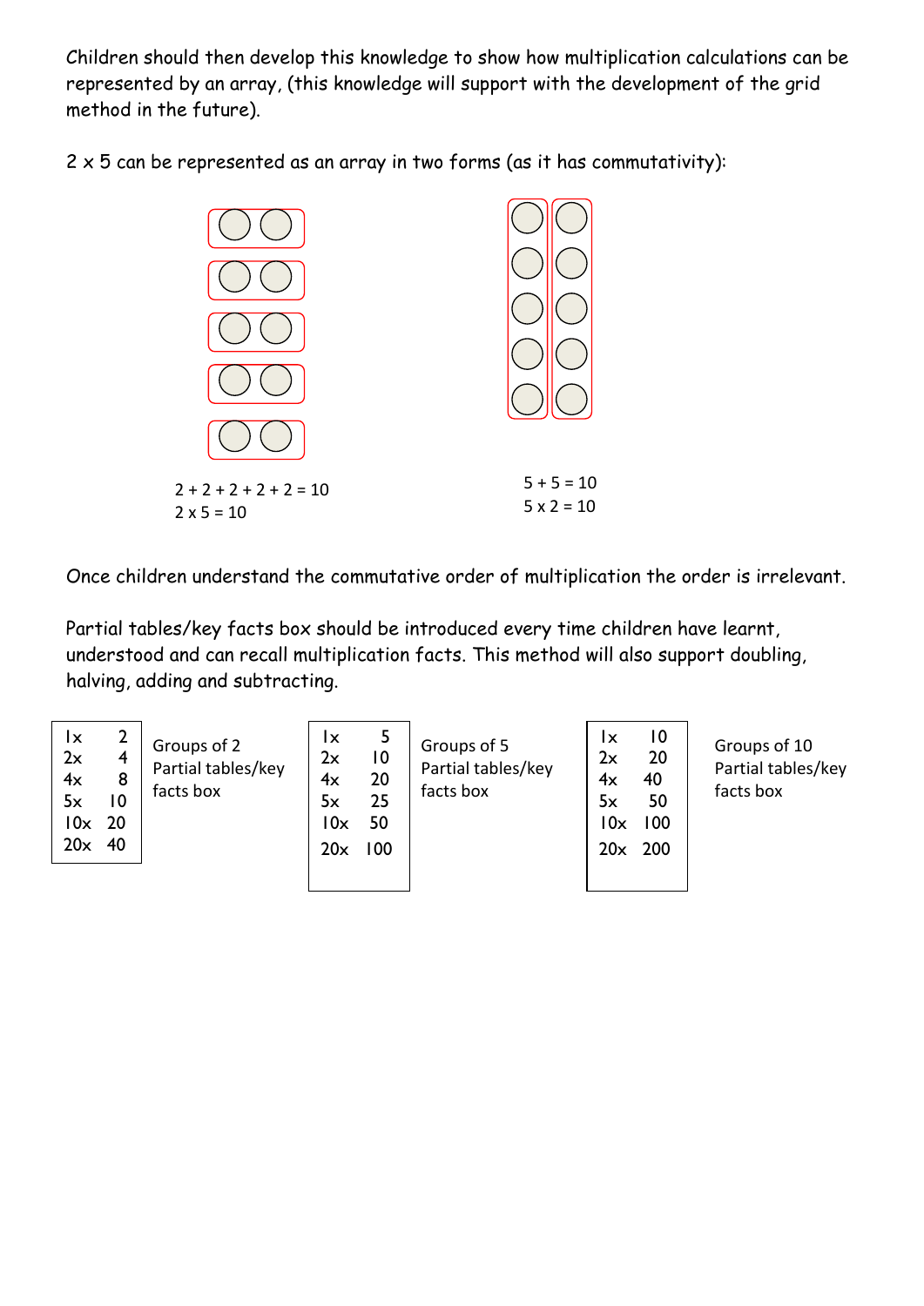Children should then develop this knowledge to show how multiplication calculations can be represented by an array, (this knowledge will support with the development of the grid method in the future).

2 x 5 can be represented as an array in two forms (as it has commutativity):

2 + 2 + 2 + 2 + 2 = 10
2 x 5 = 10

5 + 5 = 10
5 x 2 = 10

Once children understand the commutative order of multiplication the order is irrelevant.

Partial tables/key facts box should be introduced every time children have learnt, understood and can recall multiplication facts. This method will also support doubling, halving, adding and subtracting.

| | |
|---|---|
| 1x | 2 |
| 2x | 4 |
| 4x | 8 |
| 5x | 10 |
| 10x | 20 |
| 20x | 40 |

Groups of 2 Partial tables/key facts box

| | |
|---|---|
| 1x | 5 |
| 2x | 10 |
| 4x | 20 |
| 5x | 25 |
| 10x | 50 |
| 20x | 100 |

Groups of 5 Partial tables/key facts box

| | |
|---|---|
| 1x | 10 |
| 2x | 20 |
| 4x | 40 |
| 5x | 50 |
| 10x | 100 |
| 20x | 200 |

Groups of 10 Partial tables/key facts box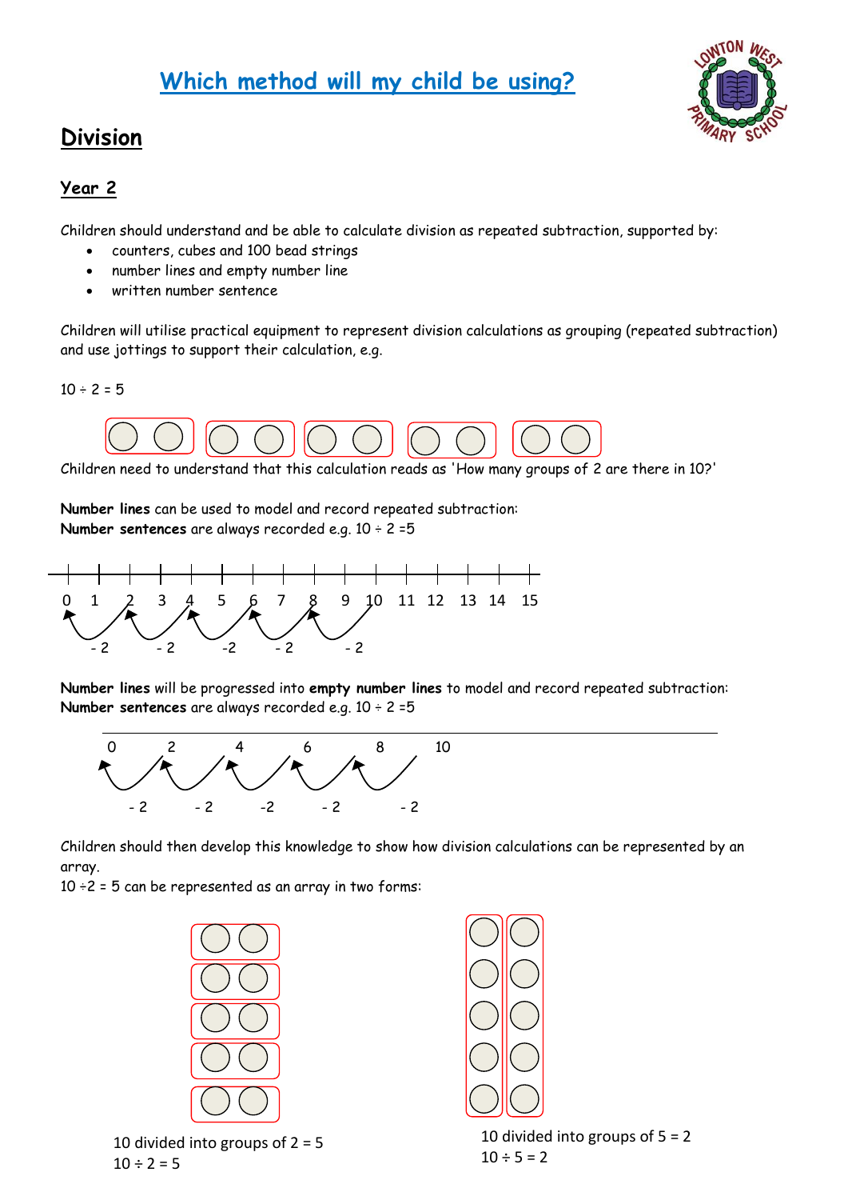# Which method will my child be using?

## Division

### Year 2

Children should understand and be able to calculate division as repeated subtraction, supported by:

- counters, cubes and 100 bead strings
- number lines and empty number line
- written number sentence

Children will utilise practical equipment to represent division calculations as grouping (repeated subtraction) and use jottings to support their calculation, e.g.

10 ÷ 2 = 5

Children need to understand that this calculation reads as 'How many groups of 2 are there in 10?'

**Number lines** can be used to model and record repeated subtraction:
**Number sentences** are always recorded e.g. 10 ÷ 2 =5

0 1 2 3 4 5 6 7 8 9 10 11 12 13 14 15

- 2 - 2 -2 - 2 - 2

**Number lines** will be progressed into **empty number lines** to model and record repeated subtraction:
**Number sentences** are always recorded e.g. 10 ÷ 2 =5

0 2 4 6 8 10

- 2 - 2 -2 - 2 - 2

Children should then develop this knowledge to show how division calculations can be represented by an array.
10 ÷2 = 5 can be represented as an array in two forms:

10 divided into groups of 2 = 5
10 ÷ 2 = 5

10 divided into groups of 5 = 2
10 ÷ 5 = 2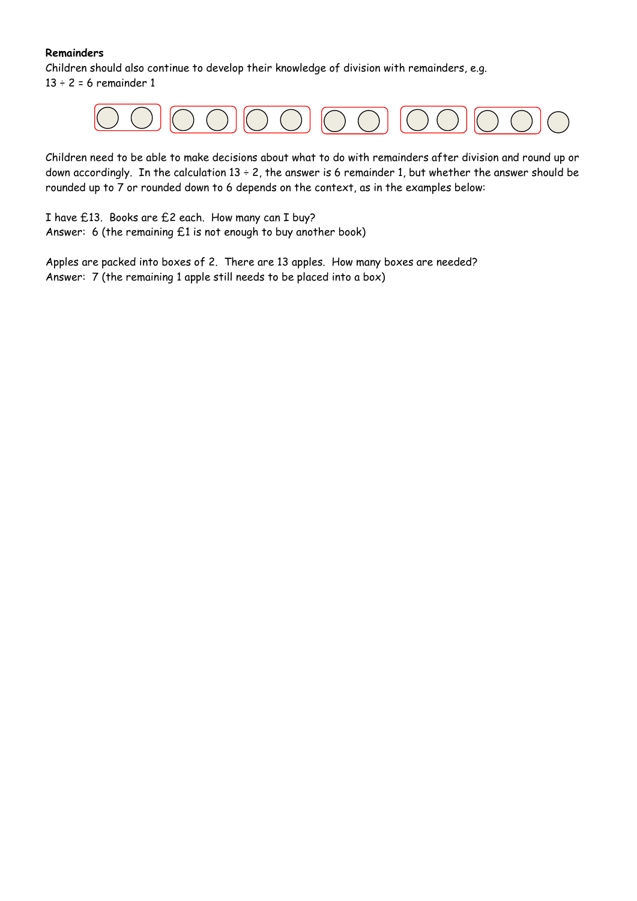**Remainders**

Children should also continue to develop their knowledge of division with remainders, e.g.
13 ÷ 2 = 6 remainder 1

Children need to be able to make decisions about what to do with remainders after division and round up or down accordingly. In the calculation 13 ÷ 2, the answer is 6 remainder 1, but whether the answer should be rounded up to 7 or rounded down to 6 depends on the context, as in the examples below:

I have £13. Books are £2 each. How many can I buy?
Answer: 6 (the remaining £1 is not enough to buy another book)

Apples are packed into boxes of 2. There are 13 apples. How many boxes are needed?
Answer: 7 (the remaining 1 apple still needs to be placed into a box)